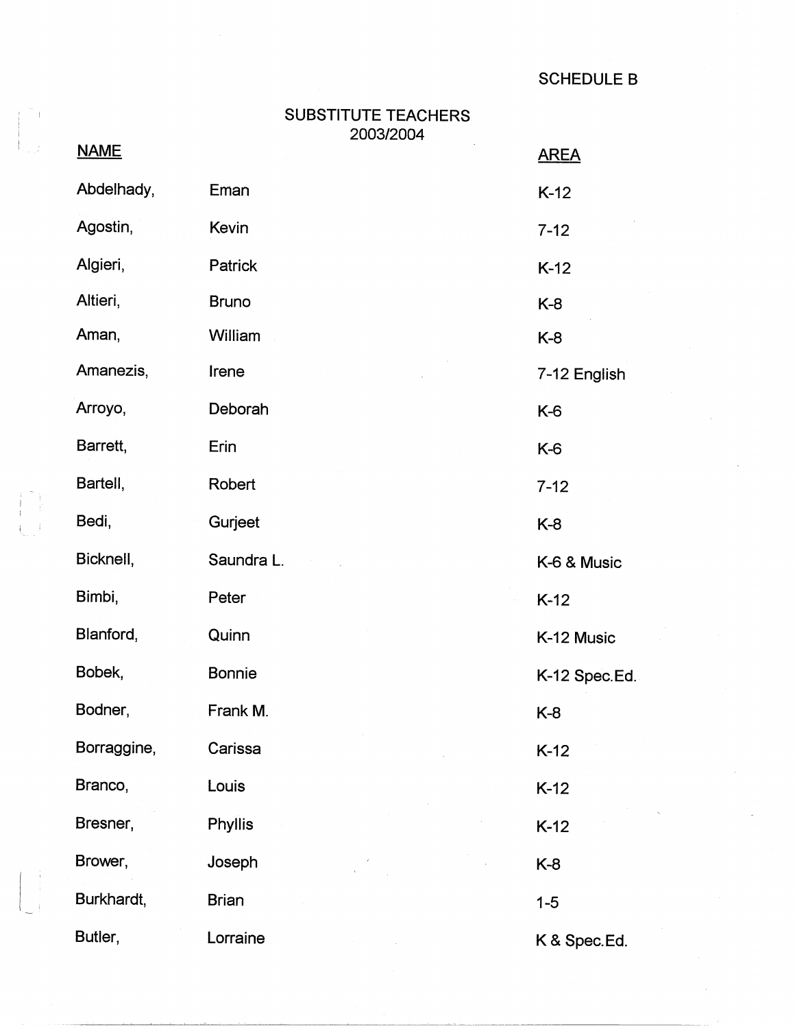SCHEDULE B

# SUBSTITUTE TEACHERS
## 2003/2004

| NAME | | AREA |
|---|---|---|
| Abdelhady, | Eman | K-12 |
| Agostin, | Kevin | 7-12 |
| Algieri, | Patrick | K-12 |
| Altieri, | Bruno | K-8 |
| Aman, | William | K-8 |
| Amanezis, | Irene | 7-12 English |
| Arroyo, | Deborah | K-6 |
| Barrett, | Erin | K-6 |
| Bartell, | Robert | 7-12 |
| Bedi, | Gurjeet | K-8 |
| Bicknell, | Saundra L. | K-6 & Music |
| Bimbi, | Peter | K-12 |
| Blanford, | Quinn | K-12 Music |
| Bobek, | Bonnie | K-12 Spec.Ed. |
| Bodner, | Frank M. | K-8 |
| Borraggine, | Carissa | K-12 |
| Branco, | Louis | K-12 |
| Bresner, | Phyllis | K-12 |
| Brower, | Joseph | K-8 |
| Burkhardt, | Brian | 1-5 |
| Butler, | Lorraine | K & Spec.Ed. |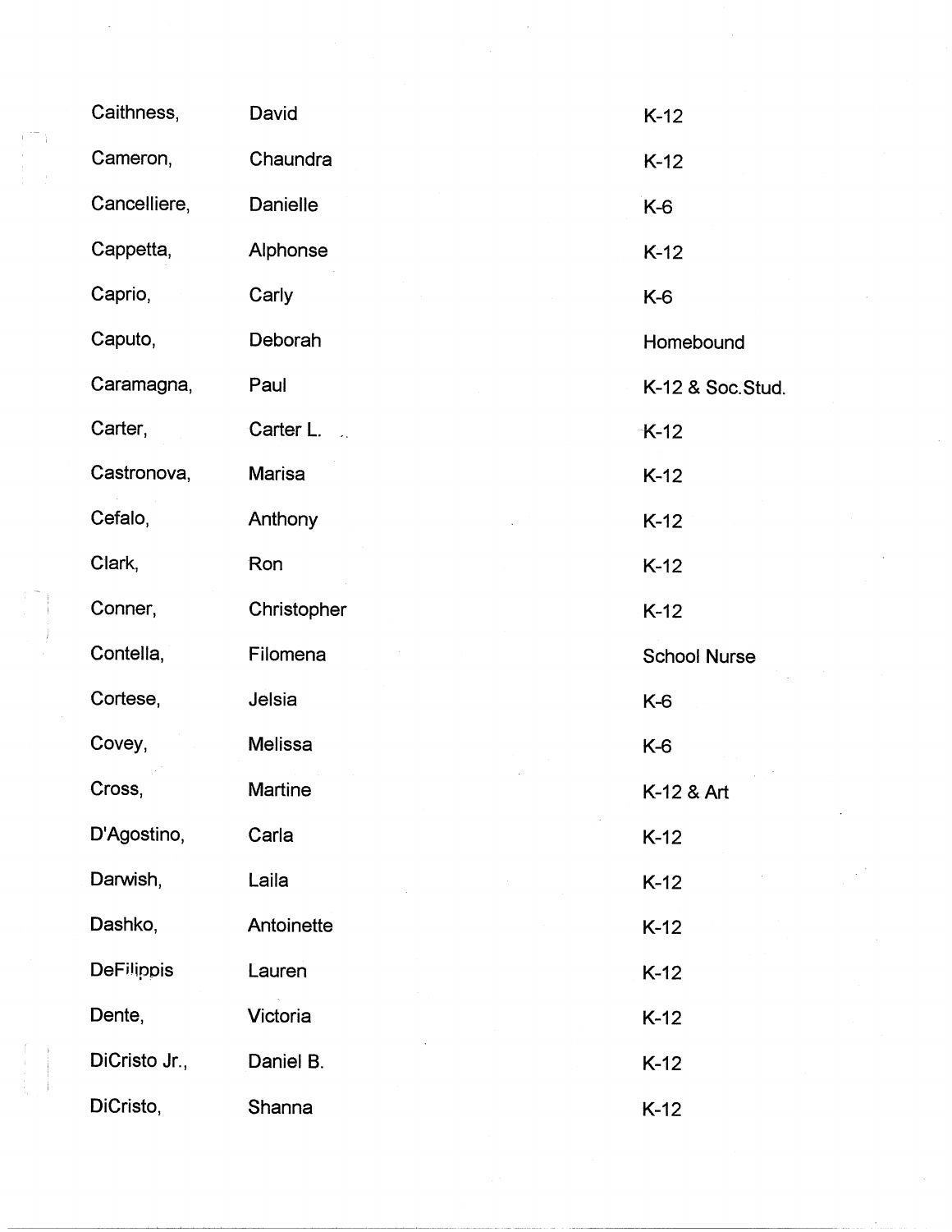| | | |
|---|---|---|
| Caithness, | David | K-12 |
| Cameron, | Chaundra | K-12 |
| Cancelliere, | Danielle | K-6 |
| Cappetta, | Alphonse | K-12 |
| Caprio, | Carly | K-6 |
| Caputo, | Deborah | Homebound |
| Caramagna, | Paul | K-12 & Soc.Stud. |
| Carter, | Carter L. | K-12 |
| Castronova, | Marisa | K-12 |
| Cefalo, | Anthony | K-12 |
| Clark, | Ron | K-12 |
| Conner, | Christopher | K-12 |
| Contella, | Filomena | School Nurse |
| Cortese, | Jelsia | K-6 |
| Covey, | Melissa | K-6 |
| Cross, | Martine | K-12 & Art |
| D'Agostino, | Carla | K-12 |
| Darwish, | Laila | K-12 |
| Dashko, | Antoinette | K-12 |
| DeFilippis | Lauren | K-12 |
| Dente, | Victoria | K-12 |
| DiCristo Jr., | Daniel B. | K-12 |
| DiCristo, | Shanna | K-12 |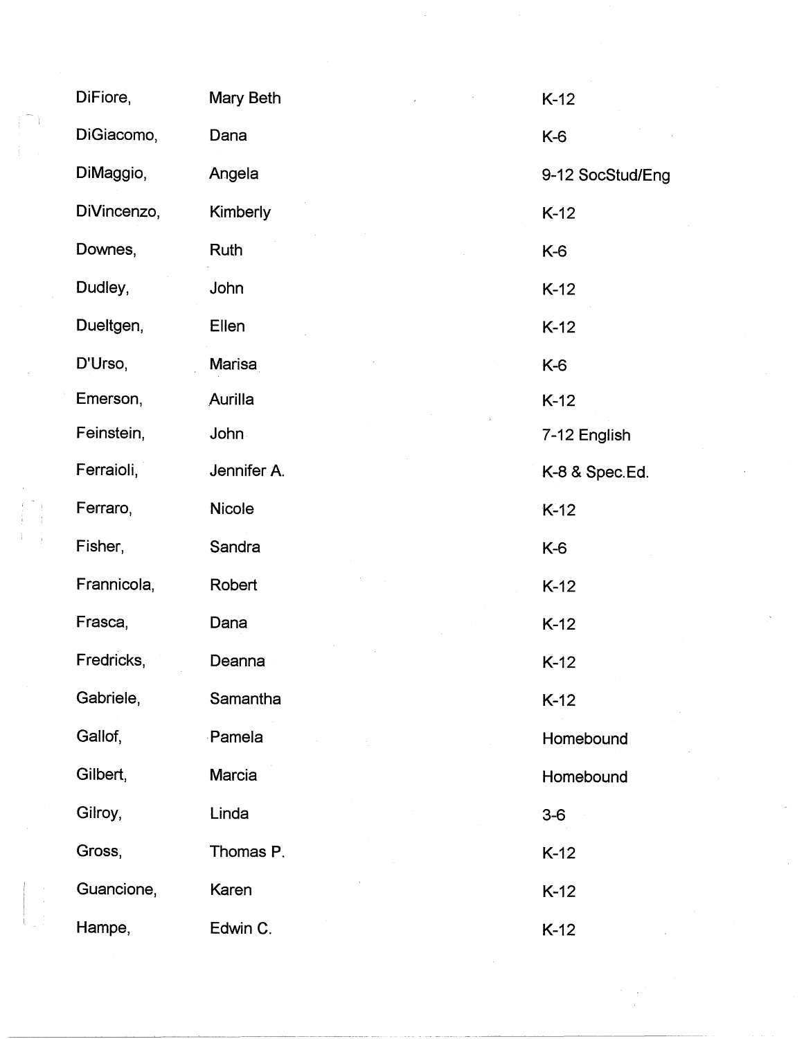| | | |
|---|---|---|
| DiFiore, | Mary Beth | K-12 |
| DiGiacomo, | Dana | K-6 |
| DiMaggio, | Angela | 9-12 SocStud/Eng |
| DiVincenzo, | Kimberly | K-12 |
| Downes, | Ruth | K-6 |
| Dudley, | John | K-12 |
| Dueltgen, | Ellen | K-12 |
| D'Urso, | Marisa | K-6 |
| Emerson, | Aurilla | K-12 |
| Feinstein, | John | 7-12 English |
| Ferraioli, | Jennifer A. | K-8 & Spec.Ed. |
| Ferraro, | Nicole | K-12 |
| Fisher, | Sandra | K-6 |
| Frannicola, | Robert | K-12 |
| Frasca, | Dana | K-12 |
| Fredricks, | Deanna | K-12 |
| Gabriele, | Samantha | K-12 |
| Gallof, | Pamela | Homebound |
| Gilbert, | Marcia | Homebound |
| Gilroy, | Linda | 3-6 |
| Gross, | Thomas P. | K-12 |
| Guancione, | Karen | K-12 |
| Hampe, | Edwin C. | K-12 |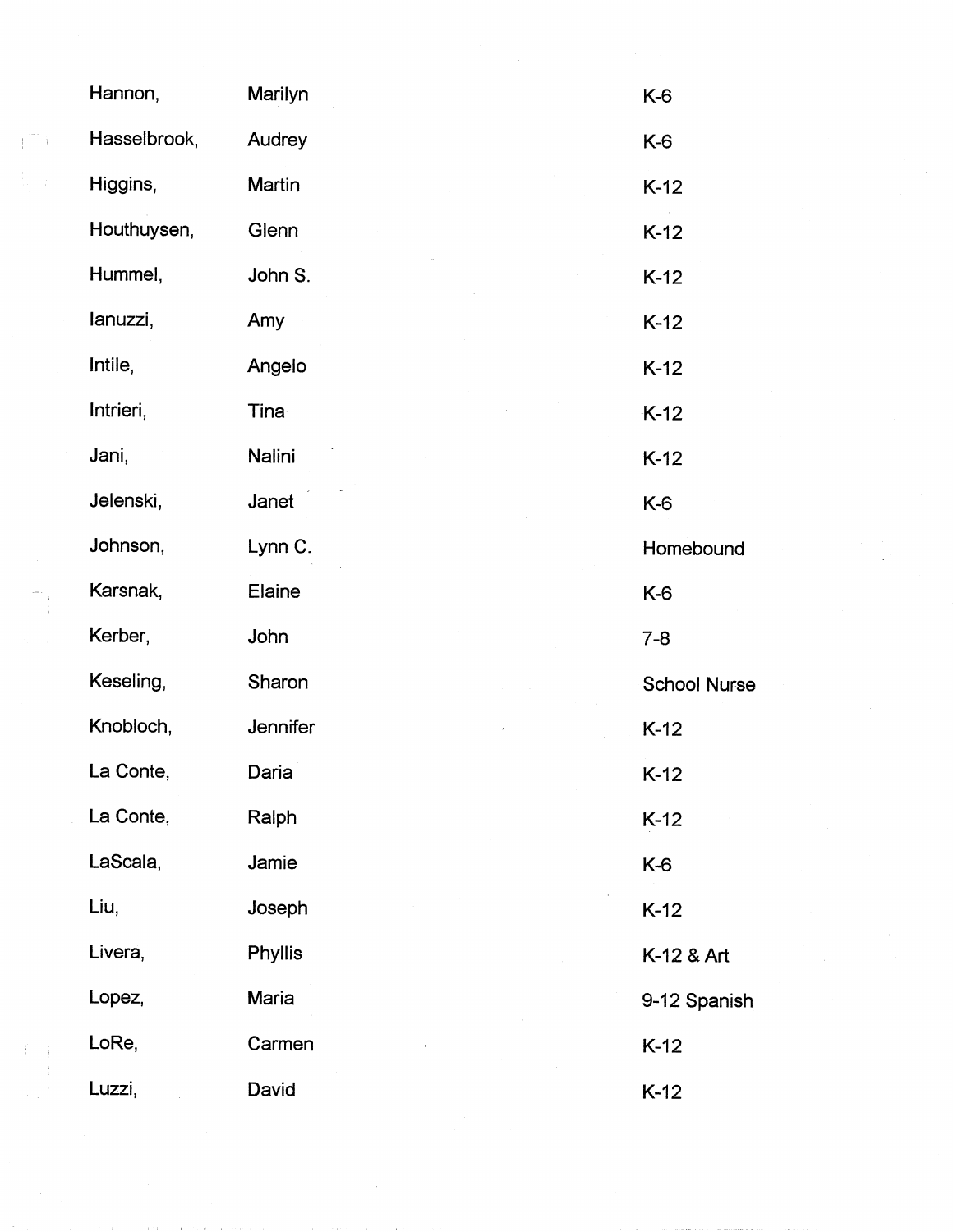| | | |
|---|---|---|
| Hannon, | Marilyn | K-6 |
| Hasselbrook, | Audrey | K-6 |
| Higgins, | Martin | K-12 |
| Houthuysen, | Glenn | K-12 |
| Hummel, | John S. | K-12 |
| Ianuzzi, | Amy | K-12 |
| Intile, | Angelo | K-12 |
| Intrieri, | Tina | K-12 |
| Jani, | Nalini | K-12 |
| Jelenski, | Janet | K-6 |
| Johnson, | Lynn C. | Homebound |
| Karsnak, | Elaine | K-6 |
| Kerber, | John | 7-8 |
| Keseling, | Sharon | School Nurse |
| Knobloch, | Jennifer | K-12 |
| La Conte, | Daria | K-12 |
| La Conte, | Ralph | K-12 |
| LaScala, | Jamie | K-6 |
| Liu, | Joseph | K-12 |
| Livera, | Phyllis | K-12 & Art |
| Lopez, | Maria | 9-12 Spanish |
| LoRe, | Carmen | K-12 |
| Luzzi, | David | K-12 |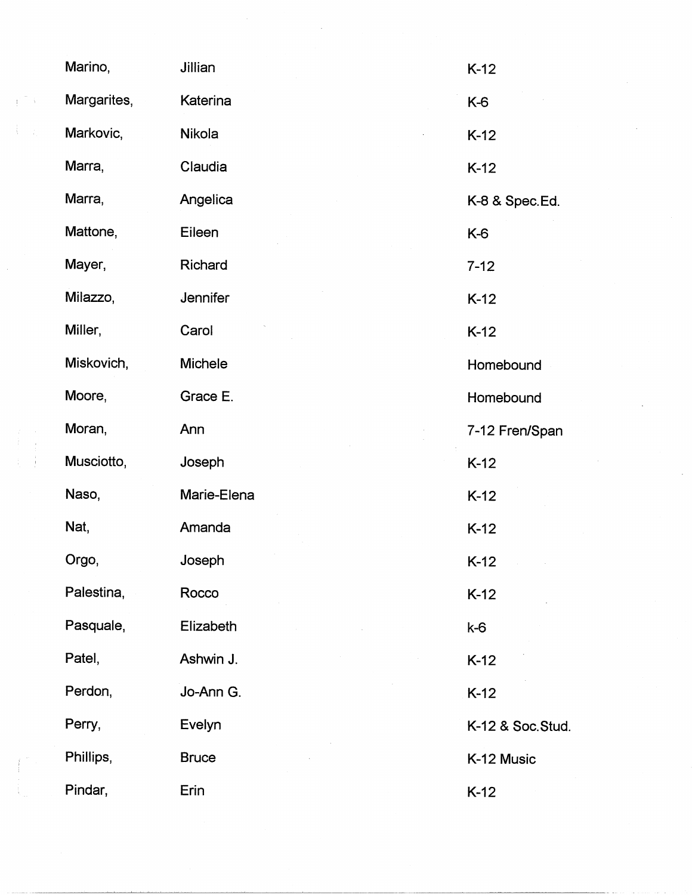| | | |
|---|---|---|
| Marino, | Jillian | K-12 |
| Margarites, | Katerina | K-6 |
| Markovic, | Nikola | K-12 |
| Marra, | Claudia | K-12 |
| Marra, | Angelica | K-8 & Spec.Ed. |
| Mattone, | Eileen | K-6 |
| Mayer, | Richard | 7-12 |
| Milazzo, | Jennifer | K-12 |
| Miller, | Carol | K-12 |
| Miskovich, | Michele | Homebound |
| Moore, | Grace E. | Homebound |
| Moran, | Ann | 7-12 Fren/Span |
| Musciotto, | Joseph | K-12 |
| Naso, | Marie-Elena | K-12 |
| Nat, | Amanda | K-12 |
| Orgo, | Joseph | K-12 |
| Palestina, | Rocco | K-12 |
| Pasquale, | Elizabeth | k-6 |
| Patel, | Ashwin J. | K-12 |
| Perdon, | Jo-Ann G. | K-12 |
| Perry, | Evelyn | K-12 & Soc.Stud. |
| Phillips, | Bruce | K-12 Music |
| Pindar, | Erin | K-12 |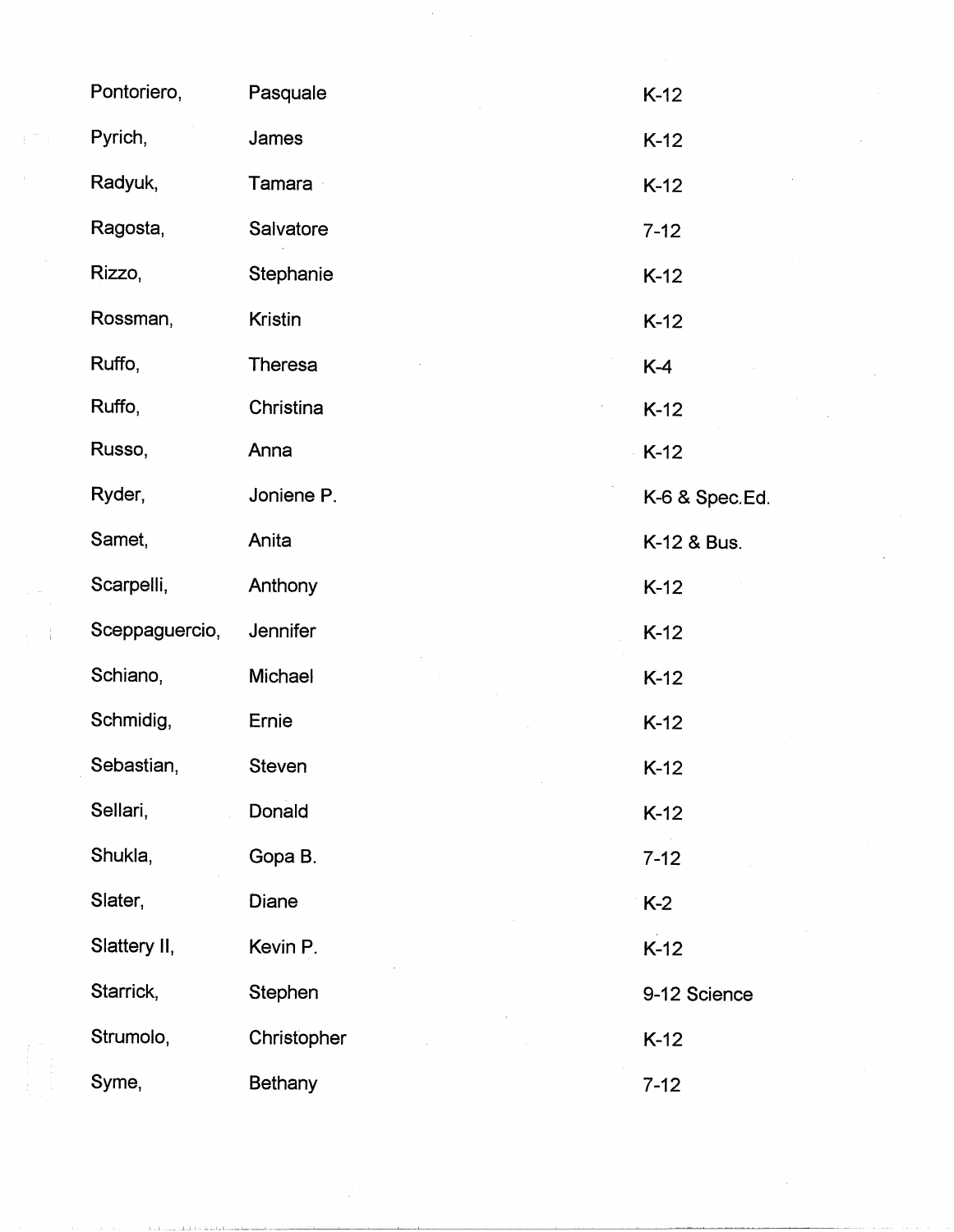| | | |
|---|---|---|
| Pontoriero, | Pasquale | K-12 |
| Pyrich, | James | K-12 |
| Radyuk, | Tamara | K-12 |
| Ragosta, | Salvatore | 7-12 |
| Rizzo, | Stephanie | K-12 |
| Rossman, | Kristin | K-12 |
| Ruffo, | Theresa | K-4 |
| Ruffo, | Christina | K-12 |
| Russo, | Anna | K-12 |
| Ryder, | Joniene P. | K-6 & Spec.Ed. |
| Samet, | Anita | K-12 & Bus. |
| Scarpelli, | Anthony | K-12 |
| Sceppaguercio, | Jennifer | K-12 |
| Schiano, | Michael | K-12 |
| Schmidig, | Ernie | K-12 |
| Sebastian, | Steven | K-12 |
| Sellari, | Donald | K-12 |
| Shukla, | Gopa B. | 7-12 |
| Slater, | Diane | K-2 |
| Slattery II, | Kevin P. | K-12 |
| Starrick, | Stephen | 9-12 Science |
| Strumolo, | Christopher | K-12 |
| Syme, | Bethany | 7-12 |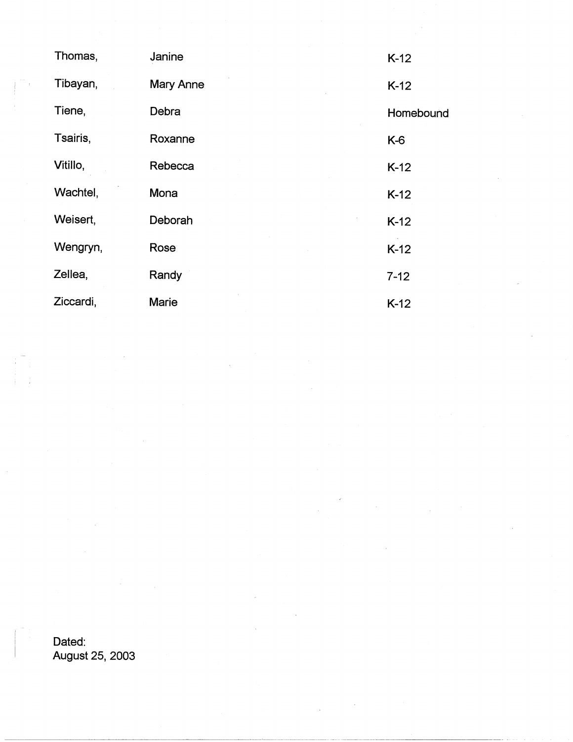| | | |
|---|---|---|
| Thomas, | Janine | K-12 |
| Tibayan, | Mary Anne | K-12 |
| Tiene, | Debra | Homebound |
| Tsairis, | Roxanne | K-6 |
| Vitillo, | Rebecca | K-12 |
| Wachtel, | Mona | K-12 |
| Weisert, | Deborah | K-12 |
| Wengryn, | Rose | K-12 |
| Zellea, | Randy | 7-12 |
| Ziccardi, | Marie | K-12 |

Dated:
August 25, 2003